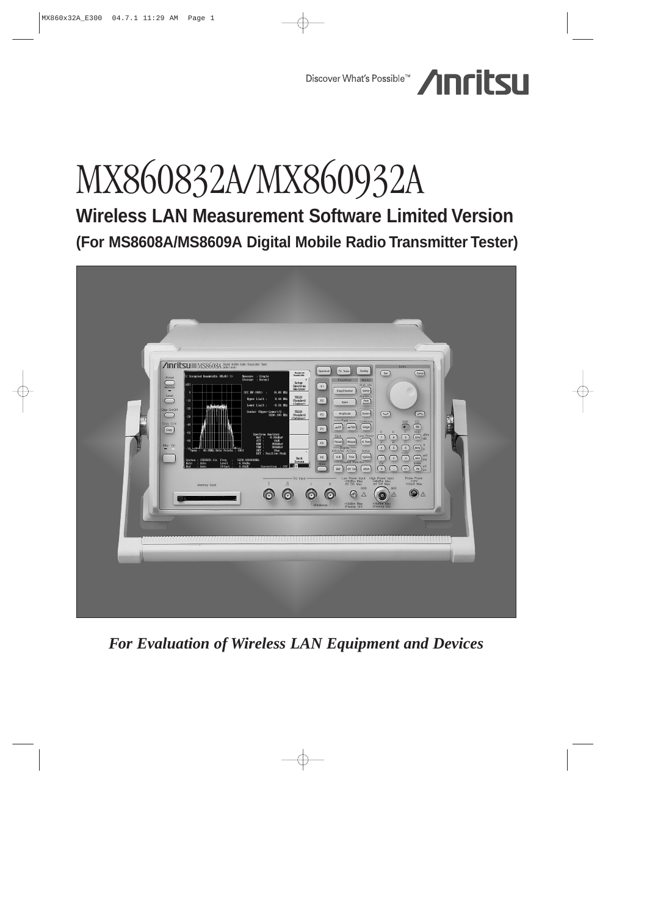Discover What's Possible™ Anritsu

# MX860832A/MX860932A

## Wireless LAN Measurement Software Limited Version

### (For MS8608A/MS8609A Digital Mobile Radio Transmitter Tester)

*For Evaluation of Wireless LAN Equipment and Devices*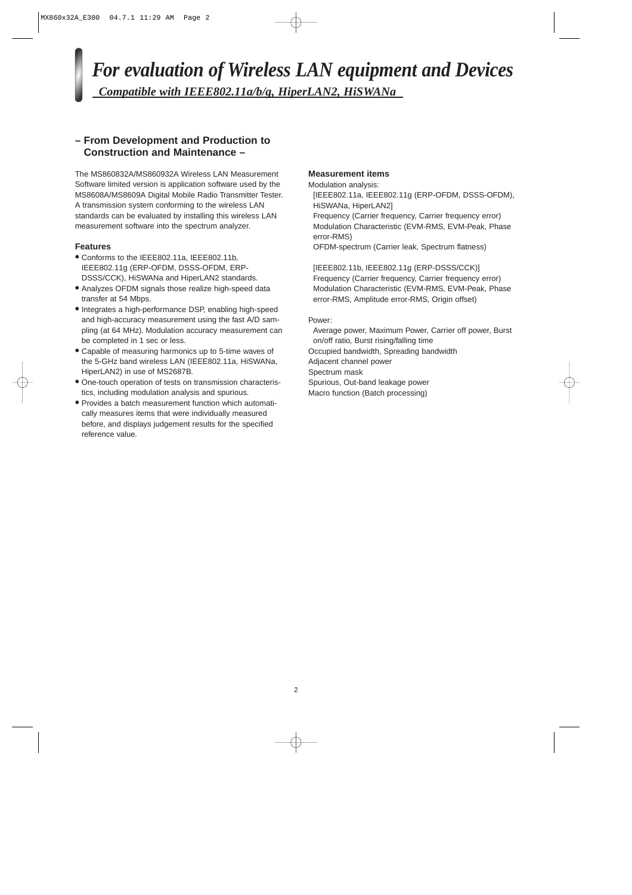# *For evaluation of Wireless LAN equipment and Devices*

*Compatible with IEEE802.11a/b/g, HiperLAN2, HiSWANa*

## – From Development and Production to Construction and Maintenance –

The MS860832A/MS860932A Wireless LAN Measurement Software limited version is application software used by the MS8608A/MS8609A Digital Mobile Radio Transmitter Tester. A transmission system conforming to the wireless LAN standards can be evaluated by installing this wireless LAN measurement software into the spectrum analyzer.

### Features

- Conforms to the IEEE802.11a, IEEE802.11b, IEEE802.11g (ERP-OFDM, DSSS-OFDM, ERP-DSSS/CCK), HiSWANa and HiperLAN2 standards.
- Analyzes OFDM signals those realize high-speed data transfer at 54 Mbps.
- Integrates a high-performance DSP, enabling high-speed and high-accuracy measurement using the fast A/D sampling (at 64 MHz). Modulation accuracy measurement can be completed in 1 sec or less.
- Capable of measuring harmonics up to 5-time waves of the 5-GHz band wireless LAN (IEEE802.11a, HiSWANa, HiperLAN2) in use of MS2687B.
- One-touch operation of tests on transmission characteristics, including modulation analysis and spurious.
- Provides a batch measurement function which automatically measures items that were individually measured before, and displays judgement results for the specified reference value.

### Measurement items

Modulation analysis:

[IEEE802.11a, IEEE802.11g (ERP-OFDM, DSSS-OFDM), HiSWANa, HiperLAN2]
Frequency (Carrier frequency, Carrier frequency error)
Modulation Characteristic (EVM-RMS, EVM-Peak, Phase error-RMS)
OFDM-spectrum (Carrier leak, Spectrum flatness)

[IEEE802.11b, IEEE802.11g (ERP-DSSS/CCK)]
Frequency (Carrier frequency, Carrier frequency error)
Modulation Characteristic (EVM-RMS, EVM-Peak, Phase error-RMS, Amplitude error-RMS, Origin offset)

Power:

Average power, Maximum Power, Carrier off power, Burst on/off ratio, Burst rising/falling time

Occupied bandwidth, Spreading bandwidth
Adjacent channel power
Spectrum mask
Spurious, Out-band leakage power
Macro function (Batch processing)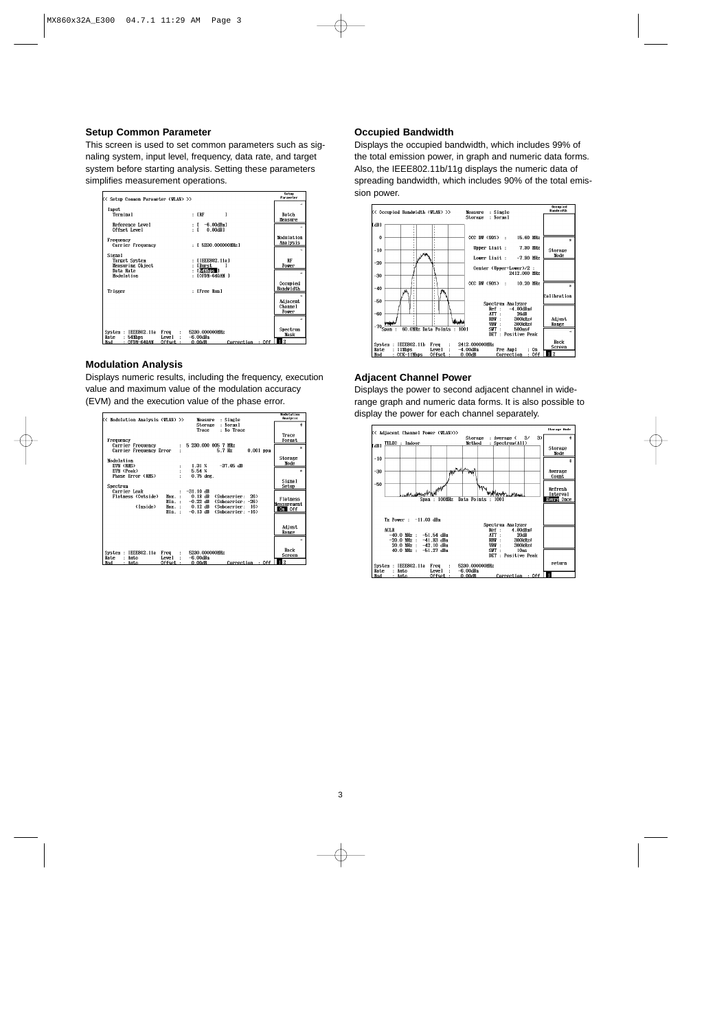## Setup Common Parameter

This screen is used to set common parameters such as signaling system, input level, frequency, data rate, and target system before starting analysis. Setting these parameters simplifies measurement operations.

## Modulation Analysis

Displays numeric results, including the frequency, execution value and maximum value of the modulation accuracy (EVM) and the execution value of the phase error.

## Occupied Bandwidth

Displays the occupied bandwidth, which includes 99% of the total emission power, in graph and numeric data forms. Also, the IEEE802.11b/11g displays the numeric data of spreading bandwidth, which includes 90% of the total emission power.

## Adjacent Channel Power

Displays the power to second adjacent channel in wide-range graph and numeric data forms. It is also possible to display the power for each channel separately.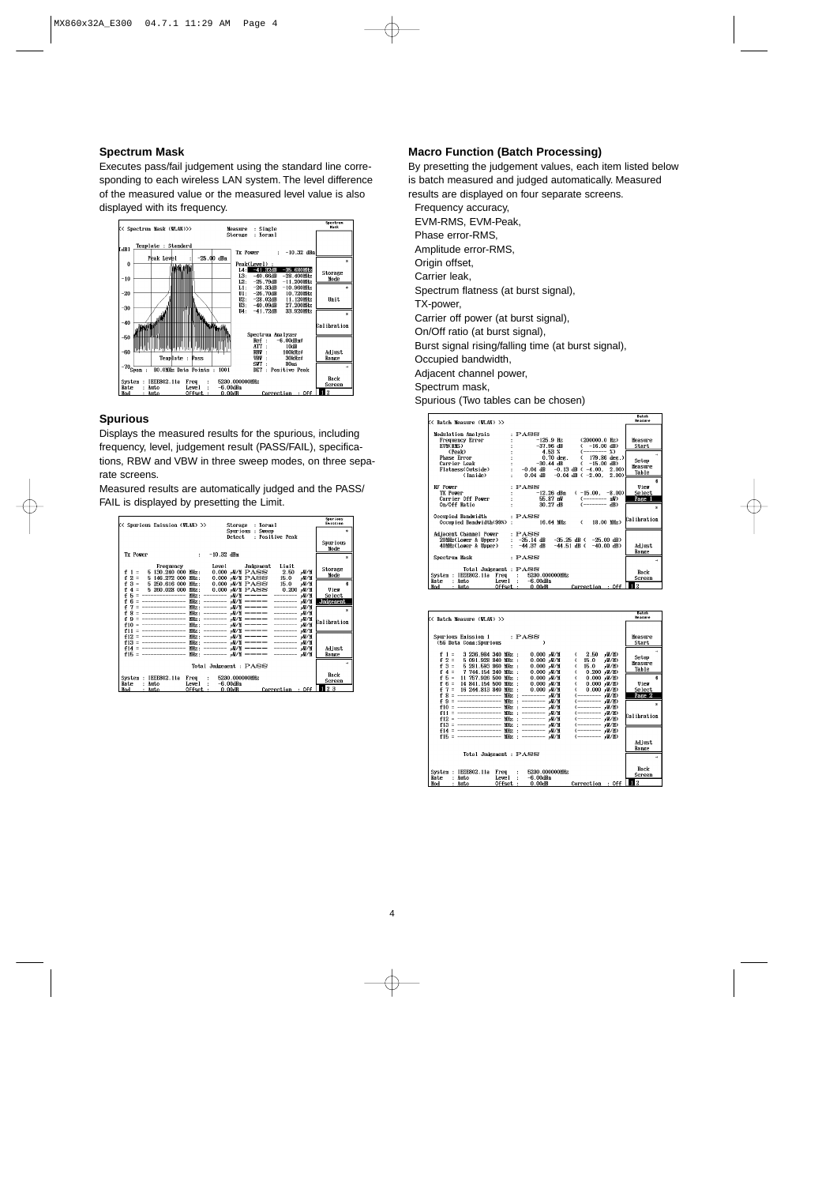## Spectrum Mask

Executes pass/fail judgement using the standard line corresponding to each wireless LAN system. The level difference of the measured value or the measured level value is also displayed with its frequency.

## Spurious

Displays the measured results for the spurious, including frequency, level, judgement result (PASS/FAIL), specifications, RBW and VBW in three sweep modes, on three separate screens.

Measured results are automatically judged and the PASS/FAIL is displayed by presetting the Limit.

## Macro Function (Batch Processing)

By presetting the judgement values, each item listed below is batch measured and judged automatically. Measured results are displayed on four separate screens.

- Frequency accuracy,
- EVM-RMS, EVM-Peak,
- Phase error-RMS,
- Amplitude error-RMS,
- Origin offset,
- Carrier leak,
- Spectrum flatness (at burst signal),
- TX-power,
- Carrier off power (at burst signal),
- On/Off ratio (at burst signal),
- Burst signal rising/falling time (at burst signal),
- Occupied bandwidth,
- Adjacent channel power,
- Spectrum mask,
- Spurious (Two tables can be chosen)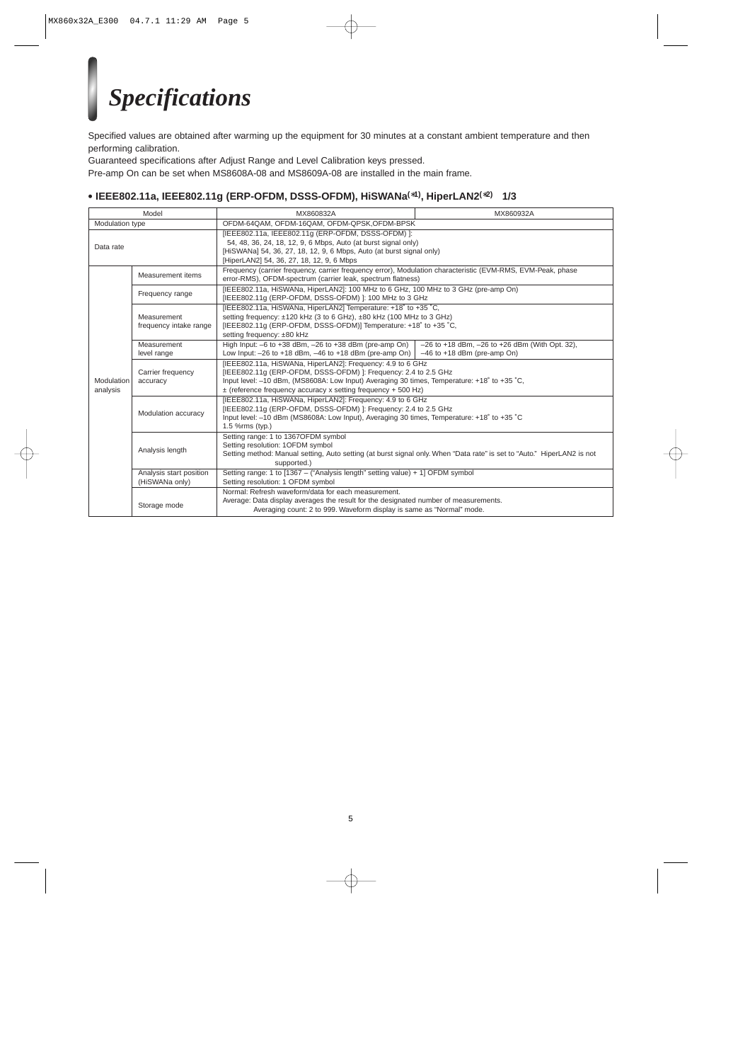# Specifications

Specified values are obtained after warming up the equipment for 30 minutes at a constant ambient temperature and then performing calibration.

Guaranteed specifications after Adjust Range and Level Calibration keys pressed.

Pre-amp On can be set when MS8608A-08 and MS8609A-08 are installed in the main frame.

## • IEEE802.11a, IEEE802.11g (ERP-OFDM, DSSS-OFDM), HiSWANa(*1), HiperLAN2(*2) 1/3

| Model | | MX860832A | MX860932A |
|---|---|---|---|
| Modulation type | | OFDM-64QAM, OFDM-16QAM, OFDM-QPSK,OFDM-BPSK | |
| Data rate | | [IEEE802.11a, IEEE802.11g (ERP-OFDM, DSSS-OFDM) ]:<br>54, 48, 36, 24, 18, 12, 9, 6 Mbps, Auto (at burst signal only)<br>[HiSWANa] 54, 36, 27, 18, 12, 9, 6 Mbps, Auto (at burst signal only)<br>[HiperLAN2] 54, 36, 27, 18, 12, 9, 6 Mbps | |
| Modulation analysis | Measurement items | Frequency (carrier frequency, carrier frequency error), Modulation characteristic (EVM-RMS, EVM-Peak, phase error-RMS), OFDM-spectrum (carrier leak, spectrum flatness) | |
| | Frequency range | [IEEE802.11a, HiSWANa, HiperLAN2]: 100 MHz to 6 GHz, 100 MHz to 3 GHz (pre-amp On)<br>[IEEE802.11g (ERP-OFDM, DSSS-OFDM) ]: 100 MHz to 3 GHz | |
| | Measurement frequency intake range | [IEEE802.11a, HiSWANa, HiperLAN2] Temperature: +18˚ to +35 ˚C,<br>setting frequency: ±120 kHz (3 to 6 GHz), ±80 kHz (100 MHz to 3 GHz)<br>[IEEE802.11g (ERP-OFDM, DSSS-OFDM)] Temperature: +18˚ to +35 ˚C,<br>setting frequency: ±80 kHz | |
| | Measurement level range | High Input: –6 to +38 dBm, –26 to +38 dBm (pre-amp On)<br>Low Input: –26 to +18 dBm, –46 to +18 dBm (pre-amp On) | –26 to +18 dBm, –26 to +26 dBm (With Opt. 32),<br>–46 to +18 dBm (pre-amp On) |
| | Carrier frequency accuracy | [IEEE802.11a, HiSWANa, HiperLAN2]: Frequency: 4.9 to 6 GHz<br>[IEEE802.11g (ERP-OFDM, DSSS-OFDM) ]: Frequency: 2.4 to 2.5 GHz<br>Input level: –10 dBm, (MS8608A: Low Input) Averaging 30 times, Temperature: +18˚ to +35 ˚C,<br>± (reference frequency accuracy x setting frequency + 500 Hz) | |
| | Modulation accuracy | [IEEE802.11a, HiSWANa, HiperLAN2]: Frequency: 4.9 to 6 GHz<br>[IEEE802.11g (ERP-OFDM, DSSS-OFDM) ]: Frequency: 2.4 to 2.5 GHz<br>Input level: –10 dBm (MS8608A: Low Input), Averaging 30 times, Temperature: +18˚ to +35 ˚C<br>1.5 %rms (typ.) | |
| | Analysis length | Setting range: 1 to 1367OFDM symbol<br>Setting resolution: 1OFDM symbol<br>Setting method: Manual setting, Auto setting (at burst signal only. When "Data rate" is set to "Auto." HiperLAN2 is not supported.) | |
| | Analysis start position (HiSWANa only) | Setting range: 1 to [1367 – ("Analysis length" setting value) + 1] OFDM symbol<br>Setting resolution: 1 OFDM symbol | |
| | Storage mode | Normal: Refresh waveform/data for each measurement.<br>Average: Data display averages the result for the designated number of measurements.<br>Averaging count: 2 to 999. Waveform display is same as "Normal" mode. | |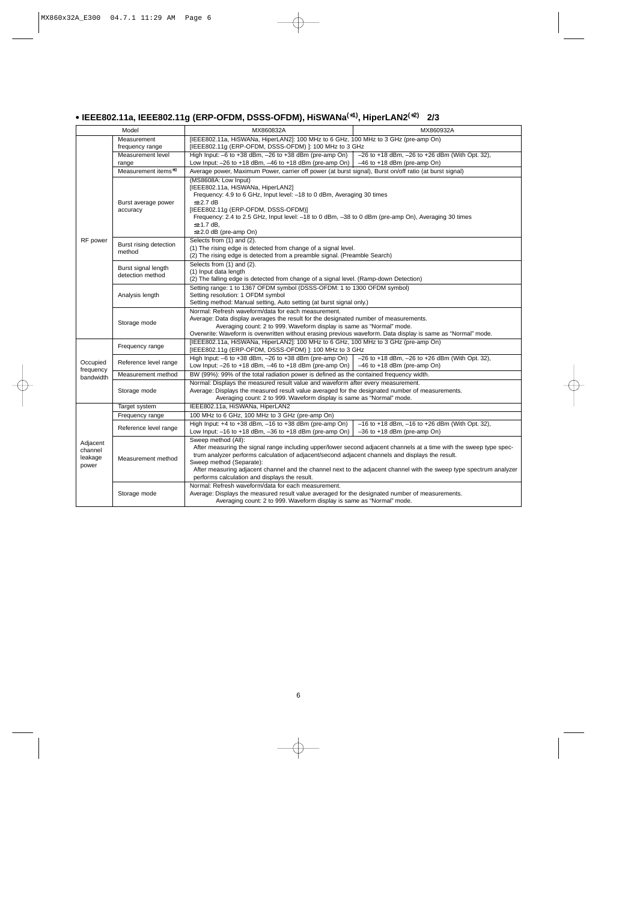## • IEEE802.11a, IEEE802.11g (ERP-OFDM, DSSS-OFDM), HiSWANa[*1], HiperLAN2[*2] 2/3

| Model | | MX860832A | MX860932A |
|---|---|---|---|
| RF power | Measurement frequency range | [IEEE802.11a, HiSWANa, HiperLAN2]: 100 MHz to 6 GHz, 100 MHz to 3 GHz (pre-amp On)<br>[IEEE802.11g (ERP-OFDM, DSSS-OFDM) ]: 100 MHz to 3 GHz | |
| | Measurement level range | High Input: –6 to +38 dBm, –26 to +38 dBm (pre-amp On)<br>Low Input: –26 to +18 dBm, –46 to +18 dBm (pre-amp On) | –26 to +18 dBm, –26 to +26 dBm (With Opt. 32),<br>–46 to +18 dBm (pre-amp On) |
| | Measurement items[*3] | Average power, Maximum Power, carrier off power (at burst signal), Burst on/off ratio (at burst signal) | |
| | Burst average power accuracy | (MS8608A: Low Input)<br>[IEEE802.11a, HiSWANa, HiperLAN2]<br>Frequency: 4.9 to 6 GHz, Input level: –18 to 0 dBm, Averaging 30 times<br>≤±2.7 dB<br>[IEEE802.11g (ERP-OFDM, DSSS-OFDM)]<br>Frequency: 2.4 to 2.5 GHz, Input level: –18 to 0 dBm, –38 to 0 dBm (pre-amp On), Averaging 30 times<br>≤±1.7 dB,<br>≤±2.0 dB (pre-amp On) | |
| | Burst rising detection method | Selects from (1) and (2).<br>(1) The rising edge is detected from change of a signal level.<br>(2) The rising edge is detected from a preamble signal. (Preamble Search) | |
| | Burst signal length detection method | Selects from (1) and (2).<br>(1) Input data length<br>(2) The falling edge is detected from change of a signal level. (Ramp-down Detection) | |
| | Analysis length | Setting range: 1 to 1367 OFDM symbol (DSSS-OFDM: 1 to 1300 OFDM symbol)<br>Setting resolution: 1 OFDM symbol<br>Setting method: Manual setting, Auto setting (at burst signal only.) | |
| | Storage mode | Normal: Refresh waveform/data for each measurement.<br>Average: Data display averages the result for the designated number of measurements.<br>Averaging count: 2 to 999. Waveform display is same as "Normal" mode.<br>Overwrite: Waveform is overwritten without erasing previous waveform. Data display is same as "Normal" mode. | |
| Occupied frequency bandwidth | Frequency range | [IEEE802.11a, HiSWANa, HiperLAN2]: 100 MHz to 6 GHz, 100 MHz to 3 GHz (pre-amp On)<br>[IEEE802.11g (ERP-OFDM, DSSS-OFDM) ]: 100 MHz to 3 GHz | |
| | Reference level range | High Input: –6 to +38 dBm, –26 to +38 dBm (pre-amp On)<br>Low Input: –26 to +18 dBm, –46 to +18 dBm (pre-amp On) | –26 to +18 dBm, –26 to +26 dBm (With Opt. 32),<br>–46 to +18 dBm (pre-amp On) |
| | Measurement method | BW (99%): 99% of the total radiation power is defined as the contained frequency width. | |
| | Storage mode | Normal: Displays the measured result value and waveform after every measurement.<br>Average: Displays the measured result value averaged for the designated number of measurements.<br>Averaging count: 2 to 999. Waveform display is same as "Normal" mode. | |
| Adjacent channel leakage power | Target system | IEEE802.11a, HiSWANa, HiperLAN2 | |
| | Frequency range | 100 MHz to 6 GHz, 100 MHz to 3 GHz (pre-amp On) | |
| | Reference level range | High Input: +4 to +38 dBm, –16 to +38 dBm (pre-amp On)<br>Low Input: –16 to +18 dBm, –36 to +18 dBm (pre-amp On) | –16 to +18 dBm, –16 to +26 dBm (With Opt. 32),<br>–36 to +18 dBm (pre-amp On) |
| | Measurement method | Sweep method (All):<br>After measuring the signal range including upper/lower second adjacent channels at a time with the sweep type spectrum analyzer performs calculation of adjacent/second adjacent channels and displays the result.<br>Sweep method (Separate):<br>After measuring adjacent channel and the channel next to the adjacent channel with the sweep type spectrum analyzer performs calculation and displays the result. | |
| | Storage mode | Normal: Refresh waveform/data for each measurement.<br>Average: Displays the measured result value averaged for the designated number of measurements.<br>Averaging count: 2 to 999. Waveform display is same as "Normal" mode. | |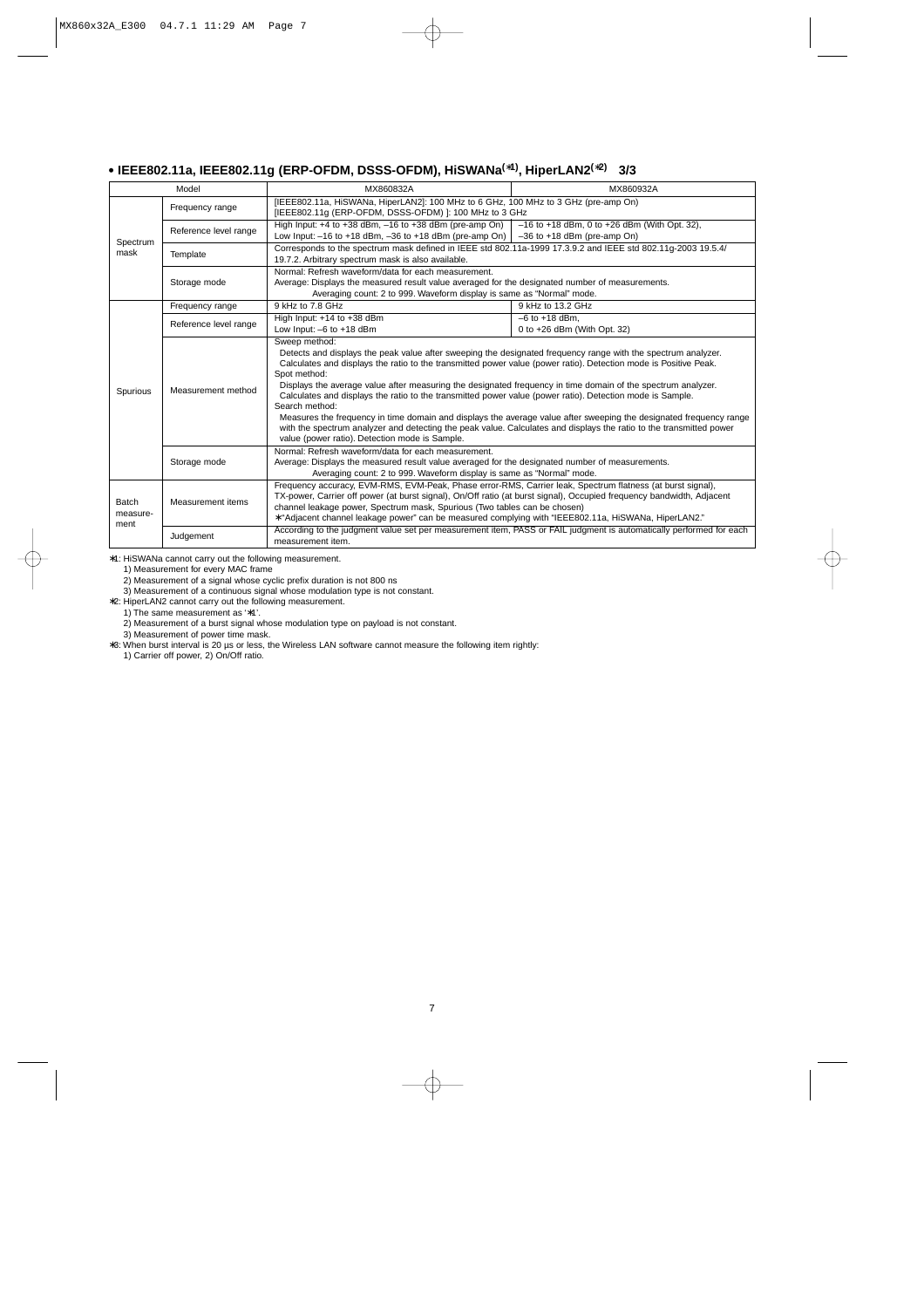## • IEEE802.11a, IEEE802.11g (ERP-OFDM, DSSS-OFDM), HiSWANa(*1), HiperLAN2(*2) 3/3

| Model | | MX860832A | MX860932A |
|---|---|---|---|
| Spectrum mask | Frequency range | [IEEE802.11a, HiSWANa, HiperLAN2]: 100 MHz to 6 GHz, 100 MHz to 3 GHz (pre-amp On)<br>[IEEE802.11g (ERP-OFDM, DSSS-OFDM) ]: 100 MHz to 3 GHz | |
| | Reference level range | High Input: +4 to +38 dBm, –16 to +38 dBm (pre-amp On)<br>Low Input: –16 to +18 dBm, –36 to +18 dBm (pre-amp On) | –16 to +18 dBm, 0 to +26 dBm (With Opt. 32),<br>–36 to +18 dBm (pre-amp On) |
| | Template | Corresponds to the spectrum mask defined in IEEE std 802.11a-1999 17.3.9.2 and IEEE std 802.11g-2003 19.5.4/ 19.7.2. Arbitrary spectrum mask is also available. | |
| | Storage mode | Normal: Refresh waveform/data for each measurement.<br>Average: Displays the measured result value averaged for the designated number of measurements.<br>Averaging count: 2 to 999. Waveform display is same as "Normal" mode. | |
| Spurious | Frequency range | 9 kHz to 7.8 GHz | 9 kHz to 13.2 GHz |
| | Reference level range | High Input: +14 to +38 dBm<br>Low Input: –6 to +18 dBm | –6 to +18 dBm,<br>0 to +26 dBm (With Opt. 32) |
| | Measurement method | Sweep method:<br>Detects and displays the peak value after sweeping the designated frequency range with the spectrum analyzer. Calculates and displays the ratio to the transmitted power value (power ratio). Detection mode is Positive Peak.<br>Spot method:<br>Displays the average value after measuring the designated frequency in time domain of the spectrum analyzer. Calculates and displays the ratio to the transmitted power value (power ratio). Detection mode is Sample.<br>Search method:<br>Measures the frequency in time domain and displays the average value after sweeping the designated frequency range with the spectrum analyzer and detecting the peak value. Calculates and displays the ratio to the transmitted power value (power ratio). Detection mode is Sample. | |
| | Storage mode | Normal: Refresh waveform/data for each measurement.<br>Average: Displays the measured result value averaged for the designated number of measurements.<br>Averaging count: 2 to 999. Waveform display is same as "Normal" mode. | |
| Batch measure-ment | Measurement items | Frequency accuracy, EVM-RMS, EVM-Peak, Phase error-RMS, Carrier leak, Spectrum flatness (at burst signal), TX-power, Carrier off power (at burst signal), On/Off ratio (at burst signal), Occupied frequency bandwidth, Adjacent channel leakage power, Spectrum mask, Spurious (Two tables can be chosen)<br>*"Adjacent channel leakage power" can be measured complying with "IEEE802.11a, HiSWANa, HiperLAN2." | |
| | Judgement | According to the judgment value set per measurement item, PASS or FAIL judgment is automatically performed for each measurement item. | |

*1: HiSWANa cannot carry out the following measurement.
1) Measurement for every MAC frame
2) Measurement of a signal whose cyclic prefix duration is not 800 ns
3) Measurement of a continuous signal whose modulation type is not constant.

*2: HiperLAN2 cannot carry out the following measurement.
1) The same measurement as '*1'.
2) Measurement of a burst signal whose modulation type on payload is not constant.
3) Measurement of power time mask.

*3: When burst interval is 20 µs or less, the Wireless LAN software cannot measure the following item rightly:
1) Carrier off power, 2) On/Off ratio.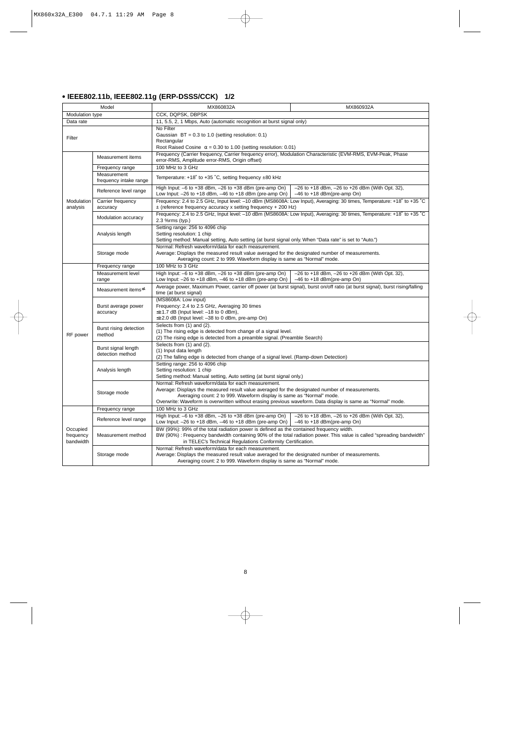### • IEEE802.11b, IEEE802.11g (ERP-DSSS/CCK) 1/2

| Model | | MX860832A | MX860932A |
|---|---|---|---|
| Modulation type | | CCK, DQPSK, DBPSK | |
| Data rate | | 11, 5.5, 2, 1 Mbps, Auto (automatic recognition at burst signal only) | |
| Filter | | No Filter<br>Gaussian BT = 0.3 to 1.0 (setting resolution: 0.1)<br>Rectangular<br>Root Raised Cosine α = 0.30 to 1.00 (setting resolution: 0.01) | |
| Modulation analysis | Measurement items | Frequency (Carrier frequency, Carrier frequency error), Modulation Characteristic (EVM-RMS, EVM-Peak, Phase error-RMS, Amplitude error-RMS, Origin offset) | |
| | Frequency range | 100 MHz to 3 GHz | |
| | Measurement frequency intake range | Temperature: +18˚ to +35 ˚C, setting frequency ±80 kHz | |
| | Reference level range | High Input: –6 to +38 dBm, –26 to +38 dBm (pre-amp On)<br>Low Input: –26 to +18 dBm, –46 to +18 dBm (pre-amp On) | –26 to +18 dBm, –26 to +26 dBm (With Opt. 32),<br>–46 to +18 dBm(pre-amp On) |
| | Carrier frequency accuracy | Frequency: 2.4 to 2.5 GHz, Input level: –10 dBm (MS8608A: Low Input), Averaging: 30 times, Temperature: +18˚ to +35 ˚C<br>± (reference frequency accuracy x setting frequency + 200 Hz) | |
| | Modulation accuracy | Frequency: 2.4 to 2.5 GHz, Input level: –10 dBm (MS8608A: Low Input), Averaging: 30 times, Temperature: +18˚ to +35 ˚C<br>2.3 %rms (typ.) | |
| | Analysis length | Setting range: 256 to 4096 chip<br>Setting resolution: 1 chip<br>Setting method: Manual setting, Auto setting (at burst signal only. When "Data rate" is set to "Auto.") | |
| | Storage mode | Normal: Refresh waveform/data for each measurement.<br>Average: Displays the measured result value averaged for the designated number of measurements.<br>Averaging count: 2 to 999. Waveform display is same as "Normal" mode. | |
| RF power | Frequency range | 100 MHz to 3 GHz | |
| | Measurement level range | High Input: –6 to +38 dBm, –26 to +38 dBm (pre-amp On)<br>Low Input: –26 to +18 dBm, –46 to +18 dBm (pre-amp On) | –26 to +18 dBm, –26 to +26 dBm (With Opt. 32),<br>–46 to +18 dBm(pre-amp On) |
| | Measurement items*1 | Average power, Maximum Power, carrier off power (at burst signal), burst on/off ratio (at burst signal), burst rising/falling time (at burst signal) | |
| | Burst average power accuracy | (MS8608A: Low input)<br>Frequency: 2.4 to 2.5 GHz, Averaging 30 times<br>≤±1.7 dB (Input level: –18 to 0 dBm),<br>≤±2.0 dB (Input level: –38 to 0 dBm, pre-amp On) | |
| | Burst rising detection method | Selects from (1) and (2).<br>(1) The rising edge is detected from change of a signal level.<br>(2) The rising edge is detected from a preamble signal. (Preamble Search) | |
| | Burst signal length detection method | Selects from (1) and (2).<br>(1) Input data length<br>(2) The falling edge is detected from change of a signal level. (Ramp-down Detection) | |
| | Analysis length | Setting range: 256 to 4096 chip<br>Setting resolution: 1 chip<br>Setting method: Manual setting, Auto setting (at burst signal only.) | |
| | Storage mode | Normal: Refresh waveform/data for each measurement.<br>Average: Displays the measured result value averaged for the designated number of measurements.<br>Averaging count: 2 to 999. Waveform display is same as "Normal" mode.<br>Overwrite: Waveform is overwritten without erasing previous waveform. Data display is same as "Normal" mode. | |
| Occupied frequency bandwidth | Frequency range | 100 MHz to 3 GHz | |
| | Reference level range | High Input: –6 to +38 dBm, –26 to +38 dBm (pre-amp On)<br>Low Input: –26 to +18 dBm, –46 to +18 dBm (pre-amp On) | –26 to +18 dBm, –26 to +26 dBm (With Opt. 32),<br>–46 to +18 dBm(pre-amp On) |
| | Measurement method | BW (99%): 99% of the total radiation power is defined as the contained frequency width.<br>BW (90%) : Frequency bandwidth containing 90% of the total radiation power. This value is called "spreading bandwidth" in TELEC's Technical Regulations Conformity Certification. | |
| | Storage mode | Normal: Refresh waveform/data for each measurement.<br>Average: Displays the measured result value averaged for the designated number of measurements.<br>Averaging count: 2 to 999. Waveform display is same as "Normal" mode. | |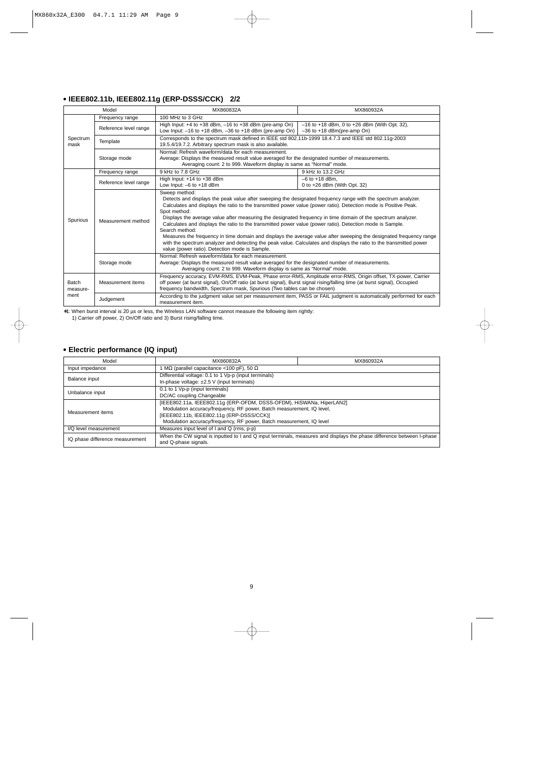## • IEEE802.11b, IEEE802.11g (ERP-DSSS/CCK) 2/2

| Model | | MX860832A | MX860932A |
|---|---|---|---|
| Spectrum mask | Frequency range | 100 MHz to 3 GHz | |
| | Reference level range | High Input: +4 to +38 dBm, –16 to +38 dBm (pre-amp On)<br>Low Input: –16 to +18 dBm, –36 to +18 dBm (pre-amp On) | –16 to +18 dBm, 0 to +26 dBm (With Opt. 32),<br>–36 to +18 dBm(pre-amp On) |
| | Template | Corresponds to the spectrum mask defined in IEEE std 802.11b-1999 18.4.7.3 and IEEE std 802.11g-2003 19.5.4/19.7.2. Arbitrary spectrum mask is also available. | |
| | Storage mode | Normal: Refresh waveform/data for each measurement.<br>Average: Displays the measured result value averaged for the designated number of measurements.<br>Averaging count: 2 to 999. Waveform display is same as "Normal" mode. | |
| Spurious | Frequency range | 9 kHz to 7.8 GHz | 9 kHz to 13.2 GHz |
| | Reference level range | High Input: +14 to +38 dBm<br>Low Input: –6 to +18 dBm | –6 to +18 dBm,<br>0 to +26 dBm (With Opt. 32) |
| | Measurement method | Sweep method:<br>Detects and displays the peak value after sweeping the designated frequency range with the spectrum analyzer. Calculates and displays the ratio to the transmitted power value (power ratio). Detection mode is Positive Peak.<br>Spot method:<br>Displays the average value after measuring the designated frequency in time domain of the spectrum analyzer. Calculates and displays the ratio to the transmitted power value (power ratio). Detection mode is Sample.<br>Search method:<br>Measures the frequency in time domain and displays the average value after sweeping the designated frequency range with the spectrum analyzer and detecting the peak value. Calculates and displays the ratio to the transmitted power value (power ratio). Detection mode is Sample. | |
| | Storage mode | Normal: Refresh waveform/data for each measurement.<br>Average: Displays the measured result value averaged for the designated number of measurements.<br>Averaging count: 2 to 999. Waveform display is same as "Normal" mode. | |
| Batch measure-ment | Measurement items | Frequency accuracy, EVM-RMS, EVM-Peak, Phase error-RMS, Amplitude error-RMS, Origin offset, TX-power, Carrier off power (at burst signal), On/Off ratio (at burst signal), Burst signal rising/falling time (at burst signal), Occupied frequency bandwidth, Spectrum mask, Spurious (Two tables can be chosen) | |
| | Judgement | According to the judgment value set per measurement item, PASS or FAIL judgment is automatically performed for each measurement item. | |

*1: When burst interval is 20 µs or less, the Wireless LAN software cannot measure the following item rightly:
1) Carrier off power, 2) On/Off ratio and 3) Burst rising/falling time.

## • Electric performance (IQ input)

| Model | MX860832A | MX860932A |
|---|---|---|
| Input impedance | 1 MΩ (parallel capacitance <100 pF), 50 Ω | |
| Balance input | Differential voltage: 0.1 to 1 Vp-p (input terminals)<br>In-phase voltage: ±2.5 V (input terminals) | |
| Unbalance input | 0.1 to 1 Vp-p (input terminals)<br>DC/AC coupling Changeable | |
| Measurement items | [IEEE802.11a, IEEE802.11g (ERP-OFDM, DSSS-OFDM), HiSWANa, HiperLAN2]<br>Modulation accuracy/frequency, RF power, Batch measurement, IQ level,<br>[IEEE802.11b, IEEE802.11g (ERP-DSSS/CCK)]<br>Modulation accuracy/frequency, RF power, Batch measurement, IQ level | |
| I/Q level measurement | Measures input level of I and Q (rms, p-p) | |
| IQ phase difference measurement | When the CW signal is inputted to I and Q input terminals, measures and displays the phase difference between I-phase and Q-phase signals. | |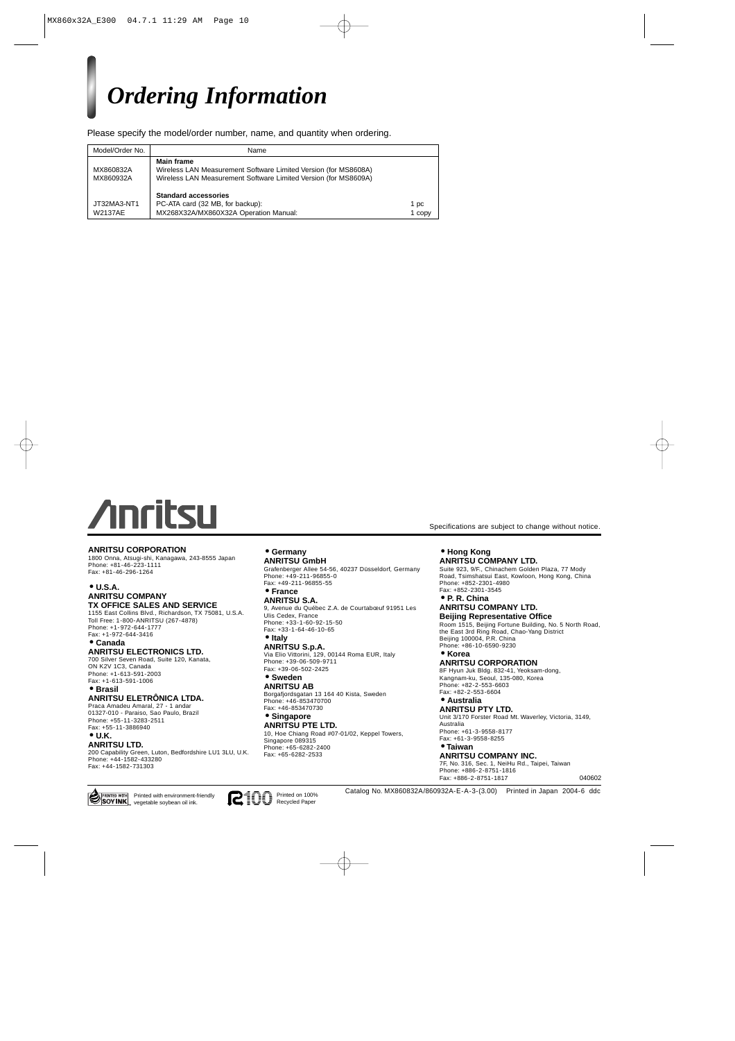# *Ordering Information*

Please specify the model/order number, name, and quantity when ordering.

| Model/Order No. | Name | |
|---|---|---|
| | **Main frame** | |
| MX860832A | Wireless LAN Measurement Software Limited Version (for MS8608A) | |
| MX860932A | Wireless LAN Measurement Software Limited Version (for MS8609A) | |
| | **Standard accessories** | |
| JT32MA3-NT1 | PC-ATA card (32 MB, for backup): | 1 pc |
| W2137AE | MX268X32A/MX860X32A Operation Manual: | 1 copy |

Anritsu

Specifications are subject to change without notice.

**ANRITSU CORPORATION**
1800 Onna, Atsugi-shi, Kanagawa, 243-8555 Japan
Phone: +81-46-223-1111
Fax: +81-46-296-1264

**• U.S.A.**
**ANRITSU COMPANY**
**TX OFFICE SALES AND SERVICE**
1155 East Collins Blvd., Richardson, TX 75081, U.S.A.
Toll Free: 1-800-ANRITSU (267-4878)
Phone: +1-972-644-1777
Fax: +1-972-644-3416

**• Canada**
**ANRITSU ELECTRONICS LTD.**
700 Silver Seven Road, Suite 120, Kanata,
ON K2V 1C3, Canada
Phone: +1-613-591-2003
Fax: +1-613-591-1006

**• Brasil**
**ANRITSU ELETRÔNICA LTDA.**
Praca Amadeu Amaral, 27 - 1 andar
01327-010 - Paraiso, Sao Paulo, Brazil
Phone: +55-11-3283-2511
Fax: +55-11-3886940

**• U.K.**
**ANRITSU LTD.**
200 Capability Green, Luton, Bedfordshire LU1 3LU, U.K.
Phone: +44-1582-433280
Fax: +44-1582-731303

**• Germany**
**ANRITSU GmbH**
Grafenberger Allee 54-56, 40237 Düsseldorf, Germany
Phone: +49-211-96855-0
Fax: +49-211-96855-55

**• France**
**ANRITSU S.A.**
9, Avenue du Québec Z.A. de Courtabœuf 91951 Les Ulis Cedex, France
Phone: +33-1-60-92-15-50
Fax: +33-1-64-46-10-65

**• Italy**
**ANRITSU S.p.A.**
Via Elio Vittorini, 129, 00144 Roma EUR, Italy
Phone: +39-06-509-9711
Fax: +39-06-502-2425

**• Sweden**
**ANRITSU AB**
Borgafjordsgatan 13 164 40 Kista, Sweden
Phone: +46-853470700
Fax: +46-853470730

**• Singapore**
**ANRITSU PTE LTD.**
10, Hoe Chiang Road #07-01/02, Keppel Towers, Singapore 089315
Phone: +65-6282-2400
Fax: +65-6282-2533

**• Hong Kong**
**ANRITSU COMPANY LTD.**
Suite 923, 9/F., Chinachem Golden Plaza, 77 Mody Road, Tsimshatsui East, Kowloon, Hong Kong, China
Phone: +852-2301-4980
Fax: +852-2301-3545

**• P. R. China**
**ANRITSU COMPANY LTD.**
**Beijing Representative Office**
Room 1515, Beijing Fortune Building, No. 5 North Road, the East 3rd Ring Road, Chao-Yang District
Beijing 100004, P.R. China
Phone: +86-10-6590-9230

**• Korea**
**ANRITSU CORPORATION**
8F Hyun Juk Bldg. 832-41, Yeoksam-dong, Kangnam-ku, Seoul, 135-080, Korea
Phone: +82-2-553-6603
Fax: +82-2-553-6604

**• Australia**
**ANRITSU PTY LTD.**
Unit 3/170 Forster Road Mt. Waverley, Victoria, 3149, Australia
Phone: +61-3-9558-8177
Fax: +61-3-9558-8255

**• Taiwan**
**ANRITSU COMPANY INC.**
7F, No. 316, Sec. 1, NeiHu Rd., Taipei, Taiwan
Phone: +886-2-8751-1816
Fax: +886-2-8751-1817

040602

PRINTED WITH SOYINK — Printed with environment-friendly vegetable soybean oil ink.

R100 — Printed on 100% Recycled Paper

Catalog No. MX860832A/860932A-E-A-3-(3.00) Printed in Japan 2004-6 ddc